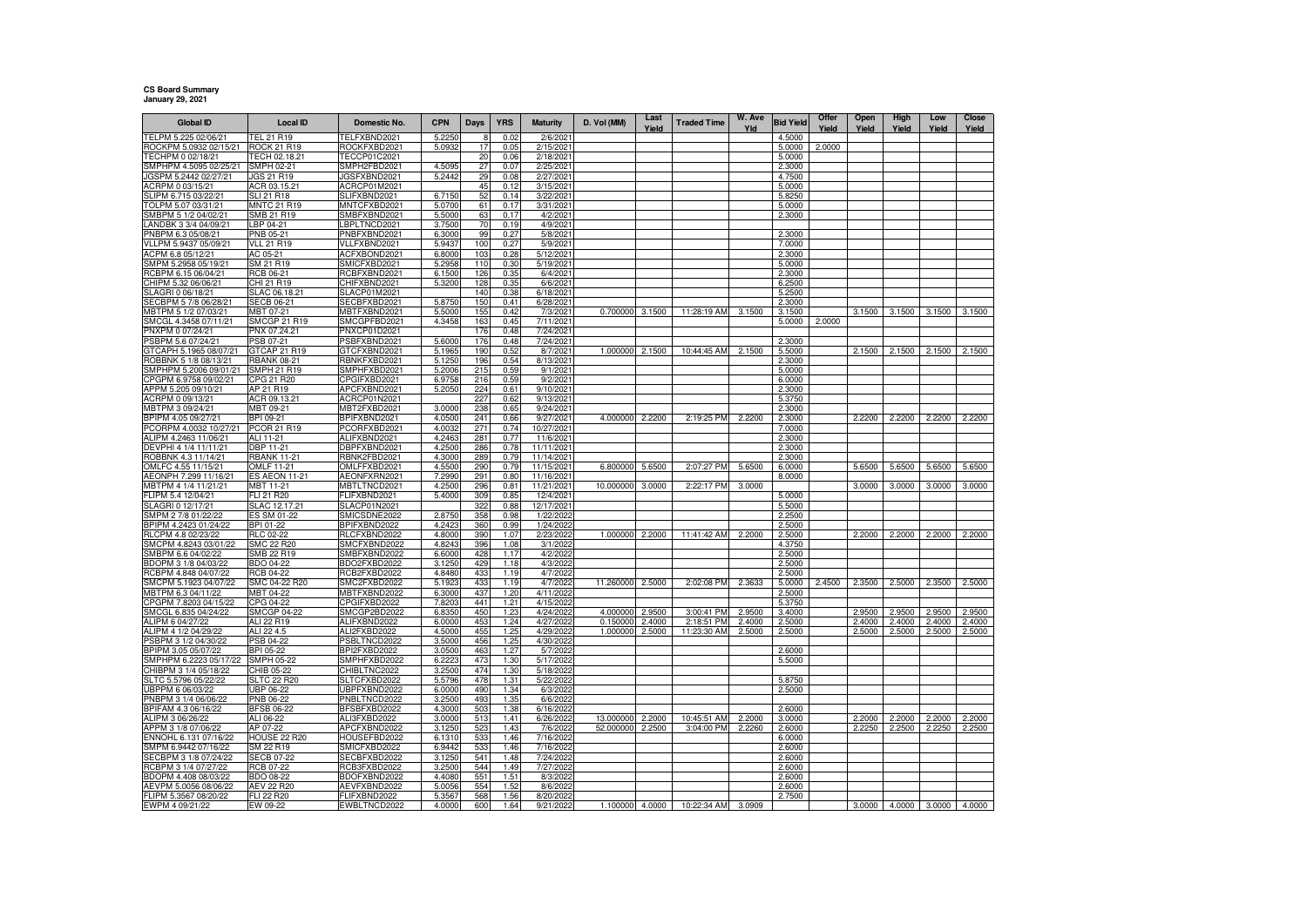**CS Board Summary**
**January 29, 2021**

| Global ID | Local ID | Domestic No. | CPN | Days | YRS | Maturity | D. Vol (MM) | Last Yield | Traded Time | W. Ave Yld | Bid Yield | Offer Yield | Open Yield | High Yield | Low Yield | Close Yield |
|---|---|---|---|---|---|---|---|---|---|---|---|---|---|---|---|---|
| TELPM 5.225 02/06/21 | TEL 21 R19 | TELFXBND2021 | 5.2250 | 8 | 0.02 | 2/6/2021 | | | | | 4.5000 | | | | | |
| ROCKPM 5.0932 02/15/21 | ROCK 21 R19 | ROCKFXBD2021 | 5.0932 | 17 | 0.05 | 2/15/2021 | | | | | 5.0000 | 2.0000 | | | | |
| TECHPM 0 02/18/21 | TECH 02.18.21 | TECCP01C2021 | | 20 | 0.06 | 2/18/2021 | | | | | 5.0000 | | | | | |
| SMPHPM 4.5095 02/25/21 | SMPH 02-21 | SMPH2FBD2021 | 4.5095 | 27 | 0.07 | 2/25/2021 | | | | | 2.3000 | | | | | |
| JGSPM 5.2442 02/27/21 | JGS 21 R19 | JGSFXBND2021 | 5.2442 | 29 | 0.08 | 2/27/2021 | | | | | 4.7500 | | | | | |
| ACRPM 0 03/15/21 | ACR 03.15.21 | ACRCP01M2021 | | 45 | 0.12 | 3/15/2021 | | | | | 5.0000 | | | | | |
| SLIPM 6.715 03/22/21 | SLI 21 R18 | SLIFXBND2021 | 6.7150 | 52 | 0.14 | 3/22/2021 | | | | | 5.8250 | | | | | |
| TOLPM 5.07 03/31/21 | MNTC 21 R19 | MNTCFXBD2021 | 5.0700 | 61 | 0.17 | 3/31/2021 | | | | | 5.0000 | | | | | |
| SMBPM 5 1/2 04/02/21 | SMB 21 R19 | SMBFXBND2021 | 5.5000 | 63 | 0.17 | 4/2/2021 | | | | | 2.3000 | | | | | |
| LANDBK 3 3/4 04/09/21 | LBP 04-21 | LBPLTNCD2021 | 3.7500 | 70 | 0.19 | 4/9/2021 | | | | | | | | | | |
| PNBPM 6.3 05/08/21 | PNB 05-21 | PNBFXBND2021 | 6.3000 | 99 | 0.27 | 5/8/2021 | | | | | 2.3000 | | | | | |
| VLLPM 5.9437 05/09/21 | VLL 21 R19 | VLLFXBND2021 | 5.9437 | 100 | 0.27 | 5/9/2021 | | | | | 7.0000 | | | | | |
| ACPM 6.8 05/12/21 | AC 05-21 | ACFXBOND2021 | 6.8000 | 103 | 0.28 | 5/12/2021 | | | | | 2.3000 | | | | | |
| SMPM 5.2958 05/19/21 | SM 21 R19 | SMICFXBD2021 | 5.2958 | 110 | 0.30 | 5/19/2021 | | | | | 5.0000 | | | | | |
| RCBPM 6.15 06/04/21 | RCB 06-21 | RCBFXBND2021 | 6.1500 | 126 | 0.35 | 6/4/2021 | | | | | 2.3000 | | | | | |
| CHIPM 5.32 06/06/21 | CHI 21 R19 | CHIFXBND2021 | 5.3200 | 128 | 0.35 | 6/6/2021 | | | | | 6.2500 | | | | | |
| SLAGRI 0 06/18/21 | SLAC 06.18.21 | SLACP01M2021 | | 140 | 0.38 | 6/18/2021 | | | | | 5.2500 | | | | | |
| SECBPM 5 7/8 06/28/21 | SECB 06-21 | SECBFXBD2021 | 5.8750 | 150 | 0.41 | 6/28/2021 | | | | | 2.3000 | | | | | |
| MBTPM 5 1/2 07/03/21 | MBT 07-21 | MBTFXBND2021 | 5.5000 | 155 | 0.42 | 7/3/2021 | 0.700000 | 3.1500 | 11:28:19 AM | 3.1500 | 3.1500 | | 3.1500 | 3.1500 | 3.1500 | 3.1500 |
| SMCGL 4.3458 07/11/21 | SMCGP 21 R19 | SMCGPFBD2021 | 4.3458 | 163 | 0.45 | 7/11/2021 | | | | | 5.0000 | 2.0000 | | | | |
| PNXPM 0 07/24/21 | PNX 07.24.21 | PNXCP01D2021 | | 176 | 0.48 | 7/24/2021 | | | | | | | | | | |
| PSBPM 5.6 07/24/21 | PSB 07-21 | PSBFXBND2021 | 5.6000 | 176 | 0.48 | 7/24/2021 | | | | | 2.3000 | | | | | |
| GTCAPH 5.1965 08/07/21 | GTCAP 21 R19 | GTCFXBND2021 | 5.1965 | 190 | 0.52 | 8/7/2021 | 1.000000 | 2.1500 | 10:44:45 AM | 2.1500 | 5.5000 | | 2.1500 | 2.1500 | 2.1500 | 2.1500 |
| ROBBNK 5 1/8 08/13/21 | RBANK 08-21 | RBNKFXBD2021 | 5.1250 | 196 | 0.54 | 8/13/2021 | | | | | 2.3000 | | | | | |
| SMPHPM 5.2006 09/01/21 | SMPH 21 R19 | SMPHFXBD2021 | 5.2006 | 215 | 0.59 | 9/1/2021 | | | | | 5.0000 | | | | | |
| CPGPM 6.9758 09/02/21 | CPG 21 R20 | CPGIFXBD2021 | 6.9758 | 216 | 0.59 | 9/2/2021 | | | | | 6.0000 | | | | | |
| APPM 5.205 09/10/21 | AP 21 R19 | APCFXBND2021 | 5.2050 | 224 | 0.61 | 9/10/2021 | | | | | 2.3000 | | | | | |
| ACRPM 0 09/13/21 | ACR 09.13.21 | ACRCP01N2021 | | 227 | 0.62 | 9/13/2021 | | | | | 5.3750 | | | | | |
| MBTPM 3 09/24/21 | MBT 09-21 | MBT2FXBD2021 | 3.0000 | 238 | 0.65 | 9/24/2021 | | | | | 2.3000 | | | | | |
| BPIPM 4.05 09/27/21 | BPI 09-21 | BPIFXBND2021 | 4.0500 | 241 | 0.66 | 9/27/2021 | 4.000000 | 2.2200 | 2:19:25 PM | 2.2200 | 2.3000 | | 2.2200 | 2.2200 | 2.2200 | 2.2200 |
| PCORPM 4.0032 10/27/21 | PCOR 21 R19 | PCORFXBD2021 | 4.0032 | 271 | 0.74 | 10/27/2021 | | | | | 7.0000 | | | | | |
| ALIPM 4.2463 11/06/21 | ALI 11-21 | ALIFXBND2021 | 4.2463 | 281 | 0.77 | 11/6/2021 | | | | | 2.3000 | | | | | |
| DEVPHI 4 1/4 11/11/21 | DBP 11-21 | DBPFXBND2021 | 4.2500 | 286 | 0.78 | 11/11/2021 | | | | | 2.3000 | | | | | |
| ROBBNK 4.3 11/14/21 | RBANK 11-21 | RBNK2FBD2021 | 4.3000 | 289 | 0.79 | 11/14/2021 | | | | | 2.3000 | | | | | |
| OMLFC 4.55 11/15/21 | OMLF 11-21 | OMLFFXBD2021 | 4.5500 | 290 | 0.79 | 11/15/2021 | 6.800000 | 5.6500 | 2:07:27 PM | 5.6500 | 6.0000 | | 5.6500 | 5.6500 | 5.6500 | 5.6500 |
| AEONPH 7.299 11/16/21 | ES AEON 11-21 | AEONFXRN2021 | 7.2990 | 291 | 0.80 | 11/16/2021 | | | | | 8.0000 | | | | | |
| MBTPM 4 1/4 11/21/21 | MBT 11-21 | MBTLTNCD2021 | 4.2500 | 296 | 0.81 | 11/21/2021 | 10.000000 | 3.0000 | 2:22:17 PM | 3.0000 | | | 3.0000 | 3.0000 | 3.0000 | 3.0000 |
| FLIPM 5.4 12/04/21 | FLI 21 R20 | FLIFXBND2021 | 5.4000 | 309 | 0.85 | 12/4/2021 | | | | | 5.0000 | | | | | |
| SLAGRI 0 12/17/21 | SLAC 12.17.21 | SLACP01N2021 | | 322 | 0.88 | 12/17/2021 | | | | | 5.5000 | | | | | |
| SMPM 2 7/8 01/22/22 | ES SM 01-22 | SMICSDNE2022 | 2.8750 | 358 | 0.98 | 1/22/2022 | | | | | 2.2500 | | | | | |
| BPIPM 4.2423 01/24/22 | BPI 01-22 | BPIFXBND2022 | 4.2423 | 360 | 0.99 | 1/24/2022 | | | | | 2.5000 | | | | | |
| RLCPM 4.8 02/23/22 | RLC 02-22 | RLCFXBND2022 | 4.8000 | 390 | 1.07 | 2/23/2022 | 1.000000 | 2.2000 | 11:41:42 AM | 2.2000 | 2.5000 | | 2.2000 | 2.2000 | 2.2000 | 2.2000 |
| SMCPM 4.8243 03/01/22 | SMC 22 R20 | SMCFXBND2022 | 4.8243 | 396 | 1.08 | 3/1/2022 | | | | | 4.3750 | | | | | |
| SMBPM 6.6 04/02/22 | SMB 22 R19 | SMBFXBND2022 | 6.6000 | 428 | 1.17 | 4/2/2022 | | | | | 2.5000 | | | | | |
| BDOPM 3 1/8 04/03/22 | BDO 04-22 | BDO2FXBD2022 | 3.1250 | 429 | 1.18 | 4/3/2022 | | | | | 2.5000 | | | | | |
| RCBPM 4.848 04/07/22 | RCB 04-22 | RCB2FXBD2022 | 4.8480 | 433 | 1.19 | 4/7/2022 | | | | | 2.5000 | | | | | |
| SMCPM 5.1923 04/07/22 | SMC 04-22 R20 | SMC2FXBD2022 | 5.1923 | 433 | 1.19 | 4/7/2022 | 11.260000 | 2.5000 | 2:02:08 PM | 2.3633 | 5.0000 | 2.4500 | 2.3500 | 2.5000 | 2.3500 | 2.5000 |
| MBTPM 6.3 04/11/22 | MBT 04-22 | MBTFXBND2022 | 6.3000 | 437 | 1.20 | 4/11/2022 | | | | | 2.5000 | | | | | |
| CPGPM 7.8203 04/15/22 | CPG 04-22 | CPGIFXBD2022 | 7.8203 | 441 | 1.21 | 4/15/2022 | | | | | 5.3750 | | | | | |
| SMCGL 6.835 04/24/22 | SMCGP 04-22 | SMCGP2BD2022 | 6.8350 | 450 | 1.23 | 4/24/2022 | 4.000000 | 2.9500 | 3:00:41 PM | 2.9500 | 3.4000 | | 2.9500 | 2.9500 | 2.9500 | 2.9500 |
| ALIPM 6 04/27/22 | ALI 22 R19 | ALIFXBND2022 | 6.0000 | 453 | 1.24 | 4/27/2022 | 0.150000 | 2.4000 | 2:18:51 PM | 2.4000 | 2.5000 | | 2.4000 | 2.4000 | 2.4000 | 2.4000 |
| ALIPM 4 1/2 04/29/22 | ALI 22 4.5 | ALI2FXBD2022 | 4.5000 | 455 | 1.25 | 4/29/2022 | 1.000000 | 2.5000 | 11:23:30 AM | 2.5000 | 2.5000 | | 2.5000 | 2.5000 | 2.5000 | 2.5000 |
| PSBPM 3 1/2 04/30/22 | PSB 04-22 | PSBLTNCD2022 | 3.5000 | 456 | 1.25 | 4/30/2022 | | | | | | | | | | |
| BPIPM 3.05 05/07/22 | BPI 05-22 | BPI2FXBD2022 | 3.0500 | 463 | 1.27 | 5/7/2022 | | | | | 2.6000 | | | | | |
| SMPHPM 6.2223 05/17/22 | SMPH 05-22 | SMPHFXBD2022 | 6.2223 | 473 | 1.30 | 5/17/2022 | | | | | 5.5000 | | | | | |
| CHIBPM 3 1/4 05/18/22 | CHIB 05-22 | CHIBLTNC2022 | 3.2500 | 474 | 1.30 | 5/18/2022 | | | | | | | | | | |
| SLTC 5.5796 05/22/22 | SLTC 22 R20 | SLTCFXBD2022 | 5.5796 | 478 | 1.31 | 5/22/2022 | | | | | 5.8750 | | | | | |
| UBPPM 6 06/03/22 | UBP 06-22 | UBPFXBND2022 | 6.0000 | 490 | 1.34 | 6/3/2022 | | | | | 2.5000 | | | | | |
| PNBPM 3 1/4 06/06/22 | PNB 06-22 | PNBLTNCD2022 | 3.2500 | 493 | 1.35 | 6/6/2022 | | | | | | | | | | |
| BPIFAM 4.3 06/16/22 | BFSB 06-22 | BFSBFXBD2022 | 4.3000 | 503 | 1.38 | 6/16/2022 | | | | | 2.6000 | | | | | |
| ALIPM 3 06/26/22 | ALI 06-22 | ALI3FXBD2022 | 3.0000 | 513 | 1.41 | 6/26/2022 | 13.000000 | 2.2000 | 10:45:51 AM | 2.2000 | 3.0000 | | 2.2000 | 2.2000 | 2.2000 | 2.2000 |
| APPM 3 1/8 07/06/22 | AP 07-22 | APCFXBND2022 | 3.1250 | 523 | 1.43 | 7/6/2022 | 52.000000 | 2.2500 | 3:04:00 PM | 2.2260 | 2.6000 | | 2.2250 | 2.2500 | 2.2250 | 2.2500 |
| ENNOHL 6.131 07/16/22 | HOUSE 22 R20 | HOUSEFBD2022 | 6.1310 | 533 | 1.46 | 7/16/2022 | | | | | 6.0000 | | | | | |
| SMPM 6.9442 07/16/22 | SM 22 R19 | SMICFXBD2022 | 6.9442 | 533 | 1.46 | 7/16/2022 | | | | | 2.6000 | | | | | |
| SECBPM 3 1/8 07/24/22 | SECB 07-22 | SECBFXBD2022 | 3.1250 | 541 | 1.48 | 7/24/2022 | | | | | 2.6000 | | | | | |
| RCBPM 3 1/4 07/27/22 | RCB 07-22 | RCB3FXBD2022 | 3.2500 | 544 | 1.49 | 7/27/2022 | | | | | 2.6000 | | | | | |
| BDOPM 4.408 08/03/22 | BDO 08-22 | BDOFXBND2022 | 4.4080 | 551 | 1.51 | 8/3/2022 | | | | | 2.6000 | | | | | |
| AEVPM 5.0056 08/06/22 | AEV 22 R20 | AEVFXBND2022 | 5.0056 | 554 | 1.52 | 8/6/2022 | | | | | 2.6000 | | | | | |
| FLIPM 5.3567 08/20/22 | FLI 22 R20 | FLIFXBND2022 | 5.3567 | 568 | 1.56 | 8/20/2022 | | | | | 2.7500 | | | | | |
| EWPM 4 09/21/22 | EW 09-22 | EWBLTNCD2022 | 4.0000 | 600 | 1.64 | 9/21/2022 | 1.100000 | 4.0000 | 10:22:34 AM | 3.0909 | | | 3.0000 | 4.0000 | 3.0000 | 4.0000 |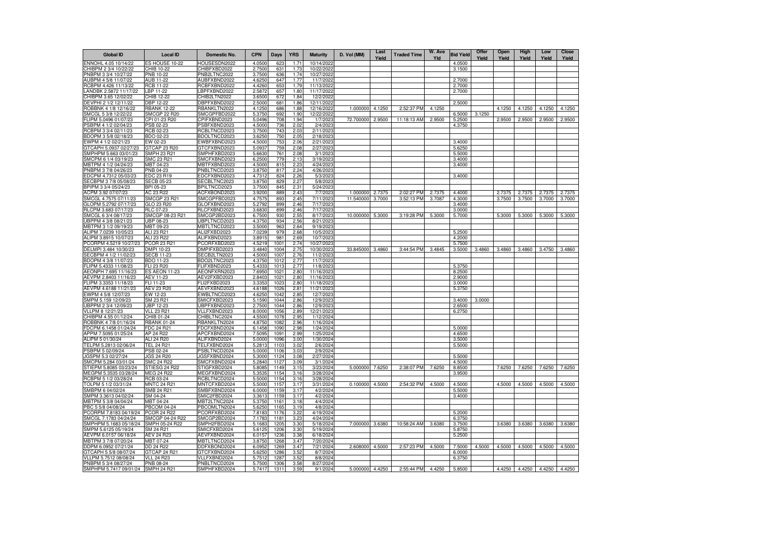| Global ID | Local ID | Domestic No. | CPN | Days | YRS | Maturity | D. Vol (MM) | Last Yield | Traded Time | W. Ave Yld | Bid Yield | Offer Yield | Open Yield | High Yield | Low Yield | Close Yield |
|---|---|---|---|---|---|---|---|---|---|---|---|---|---|---|---|---|
| ENNOHL 4.05 10/14/22 | ES HOUSE 10-22 | HOUSESDN2022 | 4.0500 | 623 | 1.71 | 10/14/2022 | | | | | 4.0500 | | | | | |
| CHIBPM 2 3/4 10/22/22 | CHIB 10-22 | CHIBFXBD2022 | 2.7500 | 631 | 1.73 | 10/22/2022 | | | | | 3.1500 | | | | | |
| PNBPM 3 3/4 10/27/22 | PNB 10-22 | PNB2LTNC2022 | 3.7500 | 636 | 1.74 | 10/27/2022 | | | | | | | | | | |
| AUBPM 4 5/8 11/07/22 | AUB 11-22 | AUBFXBND2022 | 4.6250 | 647 | 1.77 | 11/7/2022 | | | | | 2.7000 | | | | | |
| RCBPM 4.426 11/13/22 | RCB 11-22 | RCBFXBND2022 | 4.4260 | 653 | 1.79 | 11/13/2022 | | | | | 2.7000 | | | | | |
| LANDBK 2.5872 11/17/22 | LBP 11-22 | LBPFXBND2022 | 2.5872 | 657 | 1.80 | 11/17/2022 | | | | | 2.7000 | | | | | |
| CHIBPM 3.65 12/02/22 | CHIB 12-22 | CHIB2LTN2022 | 3.6500 | 672 | 1.84 | 12/2/2022 | | | | | | | | | | |
| DEVPHI 2 1/2 12/11/22 | DBP 12-22 | DBPFXBND2022 | 2.5000 | 681 | 1.86 | 12/11/2022 | | | | | 2.5000 | | | | | |
| ROBBNK 4 1/8 12/16/22 | RBANK 12-22 | RBANKLTN2022 | 4.1250 | 686 | 1.88 | 12/16/2022 | 1.000000 | 4.1250 | 2:52:37 PM | 4.1250 | | | 4.1250 | 4.1250 | 4.1250 | 4.1250 |
| SMCGL 5 3/8 12/22/22 | SMCGP 22 R20 | SMCGPFBD2022 | 5.3750 | 692 | 1.90 | 12/22/2022 | | | | | 6.5000 | 3.1250 | | | | |
| FLIPM 5.0496 01/07/23 | CPI 01-23 R20 | CPIFXBND2023 | 5.0496 | 708 | 1.94 | 1/7/2023 | 72.700000 | 2.9500 | 11:18:13 AM | 2.9500 | 5.2500 | | 2.9500 | 2.9500 | 2.9500 | 2.9500 |
| PSBPM 4 1/2 02/04/23 | PSB 02-23 | PSBFXBND2023 | 4.5000 | 736 | 2.02 | 2/4/2023 | | | | | 4.3750 | | | | | |
| RCBPM 3 3/4 02/11/23 | RCB 02-23 | RCBLTNCD2023 | 3.7500 | 743 | 2.03 | 2/11/2023 | | | | | | | | | | |
| BDOPM 3 5/8 02/18/23 | BDO 02-23 | BDOLTNCD2023 | 3.6250 | 750 | 2.05 | 2/18/2023 | | | | | | | | | | |
| EWPM 4 1/2 02/21/23 | EW 02-23 | EWBFXBND2023 | 4.5000 | 753 | 2.06 | 2/21/2023 | | | | | 3.4000 | | | | | |
| GTCAPH 5.0937 02/27/23 | GTCAP 23 R20 | GTCFXBND2023 | 5.0937 | 759 | 2.08 | 2/27/2023 | | | | | 5.6250 | | | | | |
| SMPHPM 5.663 03/01/23 | SMPH 23 R21 | SMPHFXBD2023 | 5.6630 | 761 | 2.08 | 3/1/2023 | | | | | 5.5000 | | | | | |
| SMCPM 6 1/4 03/19/23 | SMC 23 R21 | SMCFXBND2023 | 6.2500 | 779 | 2.13 | 3/19/2023 | | | | | 3.4000 | | | | | |
| MBTPM 4 1/2 04/24/23 | MBT 04-23 | MBTFXBND2023 | 4.5000 | 815 | 2.23 | 4/24/2023 | | | | | 3.4000 | | | | | |
| PNBPM 3 7/8 04/26/23 | PNB 04-23 | PNBLTNCD2023 | 3.8750 | 817 | 2.24 | 4/26/2023 | | | | | | | | | | |
| EDCPM 4.7312 05/03/23 | EDC 23 R19 | EDCFXBND2023 | 4.7312 | 824 | 2.26 | 5/3/2023 | | | | | 3.4000 | | | | | |
| SECBPM 3 7/8 05/08/23 | SECB 05-23 | SECBLTNC2023 | 3.8750 | 829 | 2.27 | 5/8/2023 | | | | | | | | | | |
| BPIPM 3 3/4 05/24/23 | BPI 05-23 | BPILTNCD2023 | 3.7500 | 845 | 2.31 | 5/24/2023 | | | | | | | | | | |
| ACPM 3.92 07/07/23 | AC 23 R22 | ACFXBOND2023 | 3.9200 | 889 | 2.43 | 7/7/2023 | 1.000000 | 2.7375 | 2:02:27 PM | 2.7375 | 4.4000 | | 2.7375 | 2.7375 | 2.7375 | 2.7375 |
| SMCGL 4.7575 07/11/23 | SMCGP 23 R21 | SMCGPFBD2023 | 4.7575 | 893 | 2.45 | 7/11/2023 | 11.540000 | 3.7000 | 3:52:13 PM | 3.7087 | 4.3000 | | 3.7500 | 3.7500 | 3.7000 | 3.7000 |
| GLOPM 5.2792 07/17/23 | GLO 23 R20 | GLOFXBND2023 | 5.2792 | 899 | 2.46 | 7/17/2023 | | | | | 3.4000 | | | | | |
| RLCPM 3.683 07/17/23 | RLC 07-23 | RLCFXBND2023 | 3.6830 | 899 | 2.46 | 7/17/2023 | | | | | 3.0000 | | | | | |
| SMCGL 6 3/4 08/17/23 | SMCGP 08-23 R21 | SMCGP2BD2023 | 6.7500 | 930 | 2.55 | 8/17/2023 | 10.000000 | 5.3000 | 3:19:28 PM | 5.3000 | 5.7000 | | 5.3000 | 5.3000 | 5.3000 | 5.3000 |
| UBPPM 4 3/8 08/21/23 | UBP 08-23 | UBPLTNCD2023 | 4.3750 | 934 | 2.56 | 8/21/2023 | | | | | | | | | | |
| MBTPM 3 1/2 09/19/23 | MBT 09-23 | MBTLTNCD2023 | 3.5000 | 963 | 2.64 | 9/19/2023 | | | | | | | | | | |
| ALIPM 7.0239 10/05/23 | ALI 23 R21 | ALI2FXBD2023 | 7.0239 | 979 | 2.68 | 10/5/2023 | | | | | 5.2500 | | | | | |
| ALIPM 3.8915 10/07/23 | ALI 23 R22 | ALIFXBND2023 | 3.8915 | 981 | 2.69 | 10/7/2023 | | | | | 4.2000 | | | | | |
| PCORPM 4.5219 10/27/23 | PCOR 23 R21 | PCORFXBD2023 | 4.5219 | 1001 | 2.74 | 10/27/2023 | | | | | 5.7500 | | | | | |
| DELMPI 3.484 10/30/23 | DMPI 10-23 | DMPIFXBD2023 | 3.4840 | 1004 | 2.75 | 10/30/2023 | 33.845000 | 3.4860 | 3:44:54 PM | 3.4845 | 3.5000 | 3.4860 | 3.4860 | 3.4860 | 3.4750 | 3.4860 |
| SECBPM 4 1/2 11/02/23 | SECB 11-23 | SECB2LTN2023 | 4.5000 | 1007 | 2.76 | 11/2/2023 | | | | | | | | | | |
| BDOPM 4 3/8 11/07/23 | BDO 11-23 | BDO2LTNC2023 | 4.3750 | 1012 | 2.77 | 11/7/2023 | | | | | | | | | | |
| FLIPM 5.4333 11/08/23 | FLI 23 R20 | FLIFXBND2023 | 5.4333 | 1013 | 2.77 | 11/8/2023 | | | | | 5.3750 | | | | | |
| AEONPH 7.695 11/16/23 | ES AEON 11-23 | AEONFXRN2023 | 7.6950 | 1021 | 2.80 | 11/16/2023 | | | | | 8.2500 | | | | | |
| AEVPM 2.8403 11/16/23 | AEV 11-23 | AEV2FXBD2023 | 2.8403 | 1021 | 2.80 | 11/16/2023 | | | | | 2.9000 | | | | | |
| FLIPM 3.3353 11/18/23 | FLI 11-23 | FLI2FXBD2023 | 3.3353 | 1023 | 2.80 | 11/18/2023 | | | | | 3.0000 | | | | | |
| AEVPM 4.6188 11/21/23 | AEV 23 R20 | AEVFXBND2023 | 4.6188 | 1026 | 2.81 | 11/21/2023 | | | | | 5.3750 | | | | | |
| EWPM 4 5/8 12/07/23 | EW 12-23 | EWBLTNCD2023 | 4.6250 | 1042 | 2.85 | 12/7/2023 | | | | | | | | | | |
| SMPM 5.159 12/09/23 | SM 23 R21 | SMICFXBD2023 | 5.1590 | 1044 | 2.86 | 12/9/2023 | | | | | 3.4000 | 3.0000 | | | | |
| UBPPM 2 3/4 12/09/23 | UBP 12-23 | UBPFXBND2023 | 2.7500 | 1044 | 2.86 | 12/9/2023 | | | | | 2.6500 | | | | | |
| VLLPM 8 12/21/23 | VLL 23 R21 | VLLFXBND2023 | 8.0000 | 1056 | 2.89 | 12/21/2023 | | | | | 6.2750 | | | | | |
| CHIBPM 4.55 01/12/24 | CHIB 01-24 | CHIBLTNC2024 | 4.5500 | 1078 | 2.95 | 1/12/2024 | | | | | | | | | | |
| ROBBNK 4 7/8 01/16/24 | RBANK 01-24 | RBANKLTN2024 | 4.8750 | 1082 | 2.96 | 1/16/2024 | | | | | | | | | | |
| FDCPM 6.1458 01/24/24 | FDC 24 R21 | FDCFXBND2024 | 6.1458 | 1090 | 2.98 | 1/24/2024 | | | | | 5.0000 | | | | | |
| APPM 7.5095 01/25/24 | AP 24 R22 | APCFXBND2024 | 7.5095 | 1091 | 2.99 | 1/25/2024 | | | | | 4.6500 | | | | | |
| ALIPM 5 01/30/24 | ALI 24 R20 | ALIFXBND2024 | 5.0000 | 1096 | 3.00 | 1/30/2024 | | | | | 3.5000 | | | | | |
| TELPM 5.2813 02/06/24 | TEL 24 R21 | TELFXBND2024 | 5.2813 | 1103 | 3.02 | 2/6/2024 | | | | | 5.5000 | | | | | |
| PSBPM 5 02/09/24 | PSB 02-24 | PSBLTNCD2024 | 5.0000 | 1106 | 3.03 | 2/9/2024 | | | | | | | | | | |
| JGSPM 5.3 02/27/24 | JGS 24 R20 | JGSFXBND2024 | 5.3000 | 1124 | 3.08 | 2/27/2024 | | | | | 5.5000 | | | | | |
| SMCPM 5.284 03/01/24 | SMC 24 R22 | SMCFXBND2024 | 5.2840 | 1127 | 3.09 | 3/1/2024 | | | | | 4.5000 | | | | | |
| STIEPM 5.8085 03/23/24 | STIESG 24 R22 | STIGFXBD2024 | 5.8085 | 1149 | 3.15 | 3/23/2024 | 5.000000 | 7.6250 | 2:38:07 PM | 7.6250 | 8.8500 | | 7.6250 | 7.6250 | 7.6250 | 7.6250 |
| MEGPM 5.3535 03/28/24 | MEG 24 R22 | MEGFXBND2024 | 5.3535 | 1154 | 3.16 | 3/28/2024 | | | | | 3.9500 | | | | | |
| RCBPM 5 1/2 03/28/24 | RCB 03-24 | RCBLTNCD2024 | 5.5000 | 1154 | 3.16 | 3/28/2024 | | | | | | | | | | |
| TOLPM 5 1/2 03/31/24 | MNTC 24 R21 | MNTCFXBD2024 | 5.5000 | 1157 | 3.17 | 3/31/2024 | 0.100000 | 4.5000 | 2:54:32 PM | 4.5000 | 4.5000 | | 4.5000 | 4.5000 | 4.5000 | 4.5000 |
| SMBPM 6 04/02/24 | SMB 24 R21 | SMBFXBND2024 | 6.0000 | 1159 | 3.17 | 4/2/2024 | | | | | 5.5000 | | | | | |
| SMPM 3.3613 04/02/24 | SM 04-24 | SMIC2FBD2024 | 3.3613 | 1159 | 3.17 | 4/2/2024 | | | | | 3.4000 | | | | | |
| MBTPM 5 3/8 04/04/24 | MBT 04-24 | MBT2LTNC2024 | 5.3750 | 1161 | 3.18 | 4/4/2024 | | | | | | | | | | |
| PBC 5 5/8 04/08/24 | PBCOM 04-24 | PBCOMLTN2024 | 5.6250 | 1165 | 3.19 | 4/8/2024 | | | | | | | | | | |
| PCORPM 7.8183 04/19/24 | PCOR 24 R22 | PCORFXBD2024 | 7.8183 | 1176 | 3.22 | 4/19/2024 | | | | | 5.2000 | | | | | |
| SMCGL 7.1783 04/24/24 | SMCGP 04-24 R22 | SMCGP2BD2024 | 7.1783 | 1181 | 3.23 | 4/24/2024 | | | | | 6.3750 | | | | | |
| SMPHPM 5.1683 05/18/24 | SMPH 05-24 R22 | SMPH2FBD2024 | 5.1683 | 1205 | 3.30 | 5/18/2024 | 7.000000 | 3.6380 | 10:58:24 AM | 3.6380 | 3.7500 | | 3.6380 | 3.6380 | 3.6380 | 3.6380 |
| SMPM 5.6125 05/19/24 | SM 24 R21 | SMICFXBD2024 | 5.6125 | 1206 | 3.30 | 5/19/2024 | | | | | 5.8750 | | | | | |
| AEVPM 6.0157 06/18/24 | AEV 24 R23 | AEVFXBND2024 | 6.0157 | 1236 | 3.38 | 6/18/2024 | | | | | 5.2500 | | | | | |
| MBTPM 3 7/8 07/20/24 | MBT 07-24 | MBTLTNCD2024 | 3.8750 | 1268 | 3.47 | 7/20/2024 | | | | | | | | | | |
| DDPM 6.0952 07/21/24 | DD 24 R22 | DDFXBOND2024 | 6.0952 | 1269 | 3.47 | 7/21/2024 | 2.608000 | 4.5000 | 2:57:23 PM | 4.5000 | 7.5000 | 4.5000 | 4.5000 | 4.5000 | 4.5000 | 4.5000 |
| GTCAPH 5 5/8 08/07/24 | GTCAP 24 R21 | GTCFXBND2024 | 5.6250 | 1286 | 3.52 | 8/7/2024 | | | | | 6.0000 | | | | | |
| VLLPM 5.7512 08/08/24 | VLL 24 R23 | VLLFXBND2024 | 5.7512 | 1287 | 3.52 | 8/8/2024 | | | | | 6.3750 | | | | | |
| PNBPM 5 3/4 08/27/24 | PNB 08-24 | PNBLTNCD2024 | 5.7500 | 1306 | 3.58 | 8/27/2024 | | | | | | | | | | |
| SMPHPM 5.7417 09/01/24 | SMPH 24 R21 | SMPHFXBD2024 | 5.7417 | 1311 | 3.59 | 9/1/2024 | 5.000000 | 4.4250 | 2:55:44 PM | 4.4250 | 5.8500 | | 4.4250 | 4.4250 | 4.4250 | 4.4250 |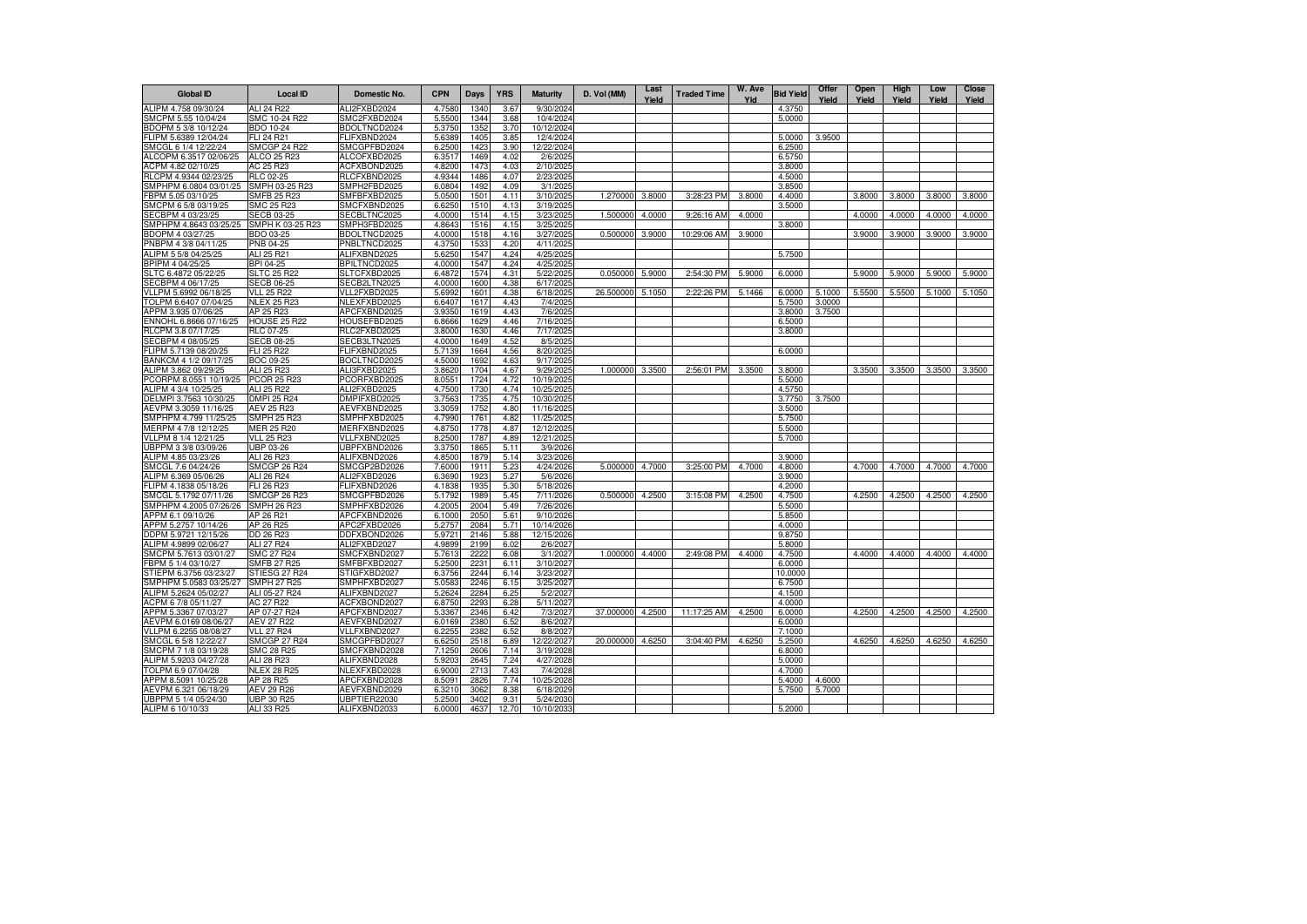| Global ID | Local ID | Domestic No. | CPN | Days | YRS | Maturity | D. Vol (MM) | Last Yield | Traded Time | W. Ave Yld | Bid Yield | Offer Yield | Open Yield | High Yield | Low Yield | Close Yield |
|---|---|---|---|---|---|---|---|---|---|---|---|---|---|---|---|---|
| ALIPM 4.758 09/30/24 | ALI 24 R22 | ALI2FXBD2024 | 4.7580 | 1340 | 3.67 | 9/30/2024 | | | | | 4.3750 | | | | | |
| SMCPM 5.55 10/04/24 | SMC 10-24 R22 | SMC2FXBD2024 | 5.5500 | 1344 | 3.68 | 10/4/2024 | | | | | 5.0000 | | | | | |
| BDOPM 5 3/8 10/12/24 | BDO 10-24 | BDOLTNCD2024 | 5.3750 | 1352 | 3.70 | 10/12/2024 | | | | | | | | | | |
| FLIPM 5.6389 12/04/24 | FLI 24 R21 | FLIFXBND2024 | 5.6389 | 1405 | 3.85 | 12/4/2024 | | | | | 5.0000 | 3.9500 | | | | |
| SMCGL 6 1/4 12/22/24 | SMCGP 24 R22 | SMCGPFBD2024 | 6.2500 | 1423 | 3.90 | 12/22/2024 | | | | | 6.2500 | | | | | |
| ALCOPM 6.3517 02/06/25 | ALCO 25 R23 | ALCOFXBD2025 | 6.3517 | 1469 | 4.02 | 2/6/2025 | | | | | 6.5750 | | | | | |
| ACPM 4.82 02/10/25 | AC 25 R23 | ACFXBOND2025 | 4.8200 | 1473 | 4.03 | 2/10/2025 | | | | | 3.8000 | | | | | |
| RLCPM 4.9344 02/23/25 | RLC 02-25 | RLCFXBND2025 | 4.9344 | 1486 | 4.07 | 2/23/2025 | | | | | 4.5000 | | | | | |
| SMPHPM 6.0804 03/01/25 | SMPH 03-25 R23 | SMPH2FBD2025 | 6.0804 | 1492 | 4.09 | 3/1/2025 | | | | | 3.8500 | | | | | |
| FBPM 5.05 03/10/25 | SMFB 25 R23 | SMFBFXBD2025 | 5.0500 | 1501 | 4.11 | 3/10/2025 | 1.270000 | 3.8000 | 3:28:23 PM | 3.8000 | 4.4000 | | 3.8000 | 3.8000 | 3.8000 | 3.8000 |
| SMCPM 6 5/8 03/19/25 | SMC 25 R23 | SMCFXBND2025 | 6.6250 | 1510 | 4.13 | 3/19/2025 | | | | | 3.5000 | | | | | |
| SECBPM 4 03/23/25 | SECB 03-25 | SECBLTNC2025 | 4.0000 | 1514 | 4.15 | 3/23/2025 | 1.500000 | 4.0000 | 9:26:16 AM | 4.0000 | | | 4.0000 | 4.0000 | 4.0000 | 4.0000 |
| SMPHPM 4.8643 03/25/25 | SMPH K 03-25 R23 | SMPH3FBD2025 | 4.8643 | 1516 | 4.15 | 3/25/2025 | | | | | 3.8000 | | | | | |
| BDOPM 4 03/27/25 | BDO 03-25 | BDOLTNCD2025 | 4.0000 | 1518 | 4.16 | 3/27/2025 | 0.500000 | 3.9000 | 10:29:06 AM | 3.9000 | | | 3.9000 | 3.9000 | 3.9000 | 3.9000 |
| PNBPM 4 3/8 04/11/25 | PNB 04-25 | PNBLTNCD2025 | 4.3750 | 1533 | 4.20 | 4/11/2025 | | | | | | | | | | |
| ALIPM 5 5/8 04/25/25 | ALI 25 R21 | ALIFXBND2025 | 5.6250 | 1547 | 4.24 | 4/25/2025 | | | | | 5.7500 | | | | | |
| BPIPM 4 04/25/25 | BPI 04-25 | BPILTNCD2025 | 4.0000 | 1547 | 4.24 | 4/25/2025 | | | | | | | | | | |
| SLTC 6.4872 05/22/25 | SLTC 25 R22 | SLTCFXBD2025 | 6.4872 | 1574 | 4.31 | 5/22/2025 | 0.050000 | 5.9000 | 2:54:30 PM | 5.9000 | 6.0000 | | 5.9000 | 5.9000 | 5.9000 | 5.9000 |
| SECBPM 4 06/17/25 | SECB 06-25 | SECB2LTN2025 | 4.0000 | 1600 | 4.38 | 6/17/2025 | | | | | | | | | | |
| VLLPM 5.6992 06/18/25 | VLL 25 R22 | VLL2FXBD2025 | 5.6992 | 1601 | 4.38 | 6/18/2025 | 26.500000 | 5.1050 | 2:22:26 PM | 5.1466 | 6.0000 | 5.1000 | 5.5500 | 5.5500 | 5.1000 | 5.1050 |
| TOLPM 6.6407 07/04/25 | NLEX 25 R23 | NLEXFXBD2025 | 6.6407 | 1617 | 4.43 | 7/4/2025 | | | | | 5.7500 | 3.0000 | | | | |
| APPM 3.935 07/06/25 | AP 25 R23 | APCFXBND2025 | 3.9350 | 1619 | 4.43 | 7/6/2025 | | | | | 3.8000 | 3.7500 | | | | |
| ENNOHL 6.8666 07/16/25 | HOUSE 25 R22 | HOUSEFBD2025 | 6.8666 | 1629 | 4.46 | 7/16/2025 | | | | | 6.5000 | | | | | |
| RLCPM 3.8 07/17/25 | RLC 07-25 | RLC2FXBD2025 | 3.8000 | 1630 | 4.46 | 7/17/2025 | | | | | 3.8000 | | | | | |
| SECBPM 4 08/05/25 | SECB 08-25 | SECB3LTN2025 | 4.0000 | 1649 | 4.52 | 8/5/2025 | | | | | | | | | | |
| FLIPM 5.7139 08/20/25 | FLI 25 R22 | FLIFXBND2025 | 5.7139 | 1664 | 4.56 | 8/20/2025 | | | | | 6.0000 | | | | | |
| BANKCM 4 1/2 09/17/25 | BOC 09-25 | BOCLTNCD2025 | 4.5000 | 1692 | 4.63 | 9/17/2025 | | | | | | | | | | |
| ALIPM 3.862 09/29/25 | ALI 25 R23 | ALI3FXBD2025 | 3.8620 | 1704 | 4.67 | 9/29/2025 | 1.000000 | 3.3500 | 2:56:01 PM | 3.3500 | 3.8000 | | 3.3500 | 3.3500 | 3.3500 | 3.3500 |
| PCORPM 8.0551 10/19/25 | PCOR 25 R23 | PCORFXBD2025 | 8.0551 | 1724 | 4.72 | 10/19/2025 | | | | | 5.5000 | | | | | |
| ALIPM 4 3/4 10/25/25 | ALI 25 R22 | ALI2FXBD2025 | 4.7500 | 1730 | 4.74 | 10/25/2025 | | | | | 4.5750 | | | | | |
| DELMPI 3.7563 10/30/25 | DMPI 25 R24 | DMPIFXBD2025 | 3.7563 | 1735 | 4.75 | 10/30/2025 | | | | | 3.7750 | 3.7500 | | | | |
| AEVPM 3.3059 11/16/25 | AEV 25 R23 | AEVFXBND2025 | 3.3059 | 1752 | 4.80 | 11/16/2025 | | | | | 3.5000 | | | | | |
| SMPHPM 4.799 11/25/25 | SMPH 25 R23 | SMPHFXBD2025 | 4.7990 | 1761 | 4.82 | 11/25/2025 | | | | | 5.7500 | | | | | |
| MERPM 4 7/8 12/12/25 | MER 25 R20 | MERFXBND2025 | 4.8750 | 1778 | 4.87 | 12/12/2025 | | | | | 5.5000 | | | | | |
| VLLPM 8 1/4 12/21/25 | VLL 25 R23 | VLLFXBND2025 | 8.2500 | 1787 | 4.89 | 12/21/2025 | | | | | 5.7000 | | | | | |
| UBPPM 3 3/8 03/09/26 | UBP 03-26 | UBPFXBND2026 | 3.3750 | 1865 | 5.11 | 3/9/2026 | | | | | | | | | | |
| ALIPM 4.85 03/23/26 | ALI 26 R23 | ALIFXBND2026 | 4.8500 | 1879 | 5.14 | 3/23/2026 | | | | | 3.9000 | | | | | |
| SMCGL 7.6 04/24/26 | SMCGP 26 R24 | SMCGP2BD2026 | 7.6000 | 1911 | 5.23 | 4/24/2026 | 5.000000 | 4.7000 | 3:25:00 PM | 4.7000 | 4.8000 | | 4.7000 | 4.7000 | 4.7000 | 4.7000 |
| ALIPM 6.369 05/06/26 | ALI 26 R24 | ALI2FXBD2026 | 6.3690 | 1923 | 5.27 | 5/6/2026 | | | | | 3.9000 | | | | | |
| FLIPM 4.1838 05/18/26 | FLI 26 R23 | FLIFXBND2026 | 4.1838 | 1935 | 5.30 | 5/18/2026 | | | | | 4.2000 | | | | | |
| SMCGL 5.1792 07/11/26 | SMCGP 26 R23 | SMCGPFBD2026 | 5.1792 | 1989 | 5.45 | 7/11/2026 | 0.500000 | 4.2500 | 3:15:08 PM | 4.2500 | 4.7500 | | 4.2500 | 4.2500 | 4.2500 | 4.2500 |
| SMPHPM 4.2005 07/26/26 | SMPH 26 R23 | SMPHFXBD2026 | 4.2005 | 2004 | 5.49 | 7/26/2026 | | | | | 5.5000 | | | | | |
| APPM 6.1 09/10/26 | AP 26 R21 | APCFXBND2026 | 6.1000 | 2050 | 5.61 | 9/10/2026 | | | | | 5.8500 | | | | | |
| APPM 5.2757 10/14/26 | AP 26 R25 | APC2FXBD2026 | 5.2757 | 2084 | 5.71 | 10/14/2026 | | | | | 4.0000 | | | | | |
| DDPM 5.9721 12/15/26 | DD 26 R23 | DDFXBOND2026 | 5.9721 | 2146 | 5.88 | 12/15/2026 | | | | | 9.8750 | | | | | |
| ALIPM 4.9899 02/06/27 | ALI 27 R24 | ALI2FXBD2027 | 4.9899 | 2199 | 6.02 | 2/6/2027 | | | | | 5.8000 | | | | | |
| SMCPM 5.7613 03/01/27 | SMC 27 R24 | SMCFXBND2027 | 5.7613 | 2222 | 6.08 | 3/1/2027 | 1.000000 | 4.4000 | 2:49:08 PM | 4.4000 | 4.7500 | | 4.4000 | 4.4000 | 4.4000 | 4.4000 |
| FBPM 5 1/4 03/10/27 | SMFB 27 R25 | SMFBFXBD2027 | 5.2500 | 2231 | 6.11 | 3/10/2027 | | | | | 6.0000 | | | | | |
| STIEPM 6.3756 03/23/27 | STIESG 27 R24 | STIGFXBD2027 | 6.3756 | 2244 | 6.14 | 3/23/2027 | | | | | 10.0000 | | | | | |
| SMPHPM 5.0583 03/25/27 | SMPH 27 R25 | SMPHFXBD2027 | 5.0583 | 2246 | 6.15 | 3/25/2027 | | | | | 6.7500 | | | | | |
| ALIPM 5.2624 05/02/27 | ALI 05-27 R24 | ALIFXBND2027 | 5.2624 | 2284 | 6.25 | 5/2/2027 | | | | | 4.1500 | | | | | |
| ACPM 6 7/8 05/11/27 | AC 27 R22 | ACFXBOND2027 | 6.8750 | 2293 | 6.28 | 5/11/2027 | | | | | 4.0000 | | | | | |
| APPM 5.3367 07/03/27 | AP 07-27 R24 | APCFXBND2027 | 5.3367 | 2346 | 6.42 | 7/3/2027 | 37.000000 | 4.2500 | 11:17:25 AM | 4.2500 | 6.0000 | | 4.2500 | 4.2500 | 4.2500 | 4.2500 |
| AEVPM 6.0169 08/06/27 | AEV 27 R22 | AEVFXBND2027 | 6.0169 | 2380 | 6.52 | 8/6/2027 | | | | | 6.0000 | | | | | |
| VLLPM 6.2255 08/08/27 | VLL 27 R24 | VLLFXBND2027 | 6.2255 | 2382 | 6.52 | 8/8/2027 | | | | | 7.1000 | | | | | |
| SMCGL 6 5/8 12/22/27 | SMCGP 27 R24 | SMCGPFBD2027 | 6.6250 | 2518 | 6.89 | 12/22/2027 | 20.000000 | 4.6250 | 3:04:40 PM | 4.6250 | 5.2500 | | 4.6250 | 4.6250 | 4.6250 | 4.6250 |
| SMCPM 7 1/8 03/19/28 | SMC 28 R25 | SMCFXBND2028 | 7.1250 | 2606 | 7.14 | 3/19/2028 | | | | | 6.8000 | | | | | |
| ALIPM 5.9203 04/27/28 | ALI 28 R23 | ALIFXBND2028 | 5.9203 | 2645 | 7.24 | 4/27/2028 | | | | | 5.0000 | | | | | |
| TOLPM 6.9 07/04/28 | NLEX 28 R25 | NLEXFXBD2028 | 6.9000 | 2713 | 7.43 | 7/4/2028 | | | | | 4.7000 | | | | | |
| APPM 8.5091 10/25/28 | AP 28 R25 | APCFXBND2028 | 8.5091 | 2826 | 7.74 | 10/25/2028 | | | | | 5.4000 | 4.6000 | | | | |
| AEVPM 6.321 06/18/29 | AEV 29 R26 | AEVFXBND2029 | 6.3210 | 3062 | 8.38 | 6/18/2029 | | | | | 5.7500 | 5.7000 | | | | |
| UBPPM 5 1/4 05/24/30 | UBP 30 R25 | UBPTIER22030 | 5.2500 | 3402 | 9.31 | 5/24/2030 | | | | | | | | | | |
| ALIPM 6 10/10/33 | ALI 33 R25 | ALIFXBND2033 | 6.0000 | 4637 | 12.70 | 10/10/2033 | | | | | 5.2000 | | | | | |